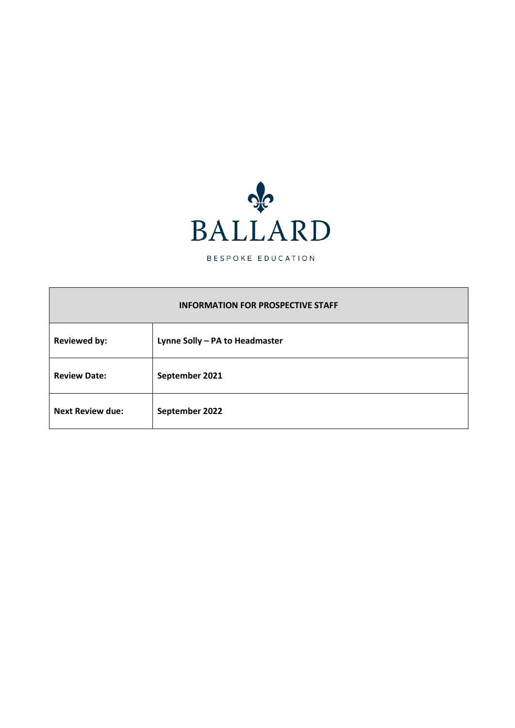BALLARD

BESPOKE EDUCATION

| INFORMATION FOR PROSPECTIVE STAFF | |
|---|---|
| **Reviewed by:** | **Lynne Solly – PA to Headmaster** |
| **Review Date:** | **September 2021** |
| **Next Review due:** | **September 2022** |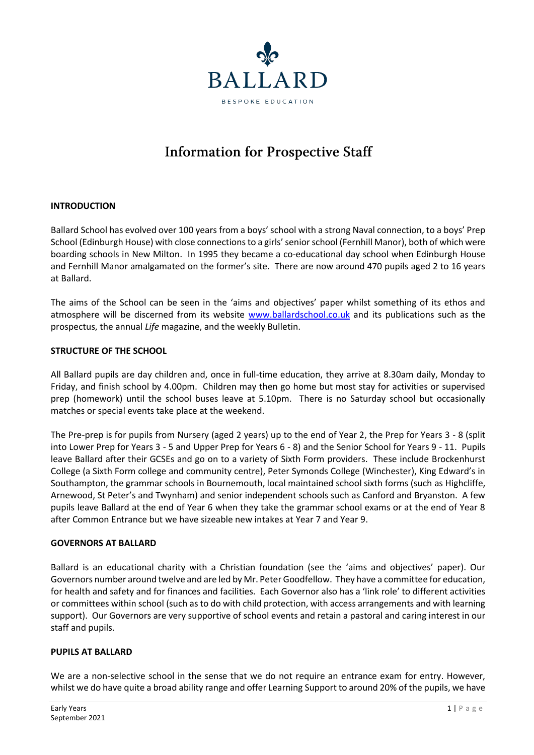BALLARD

BESPOKE EDUCATION

# Information for Prospective Staff

## INTRODUCTION

Ballard School has evolved over 100 years from a boys' school with a strong Naval connection, to a boys' Prep School (Edinburgh House) with close connections to a girls' senior school (Fernhill Manor), both of which were boarding schools in New Milton. In 1995 they became a co-educational day school when Edinburgh House and Fernhill Manor amalgamated on the former's site. There are now around 470 pupils aged 2 to 16 years at Ballard.

The aims of the School can be seen in the 'aims and objectives' paper whilst something of its ethos and atmosphere will be discerned from its website www.ballardschool.co.uk and its publications such as the prospectus, the annual *Life* magazine, and the weekly Bulletin.

## STRUCTURE OF THE SCHOOL

All Ballard pupils are day children and, once in full-time education, they arrive at 8.30am daily, Monday to Friday, and finish school by 4.00pm. Children may then go home but most stay for activities or supervised prep (homework) until the school buses leave at 5.10pm. There is no Saturday school but occasionally matches or special events take place at the weekend.

The Pre-prep is for pupils from Nursery (aged 2 years) up to the end of Year 2, the Prep for Years 3 - 8 (split into Lower Prep for Years 3 - 5 and Upper Prep for Years 6 - 8) and the Senior School for Years 9 - 11. Pupils leave Ballard after their GCSEs and go on to a variety of Sixth Form providers. These include Brockenhurst College (a Sixth Form college and community centre), Peter Symonds College (Winchester), King Edward's in Southampton, the grammar schools in Bournemouth, local maintained school sixth forms (such as Highcliffe, Arnewood, St Peter's and Twynham) and senior independent schools such as Canford and Bryanston. A few pupils leave Ballard at the end of Year 6 when they take the grammar school exams or at the end of Year 8 after Common Entrance but we have sizeable new intakes at Year 7 and Year 9.

## GOVERNORS AT BALLARD

Ballard is an educational charity with a Christian foundation (see the 'aims and objectives' paper). Our Governors number around twelve and are led by Mr. Peter Goodfellow. They have a committee for education, for health and safety and for finances and facilities. Each Governor also has a 'link role' to different activities or committees within school (such as to do with child protection, with access arrangements and with learning support). Our Governors are very supportive of school events and retain a pastoral and caring interest in our staff and pupils.

## PUPILS AT BALLARD

We are a non-selective school in the sense that we do not require an entrance exam for entry. However, whilst we do have quite a broad ability range and offer Learning Support to around 20% of the pupils, we have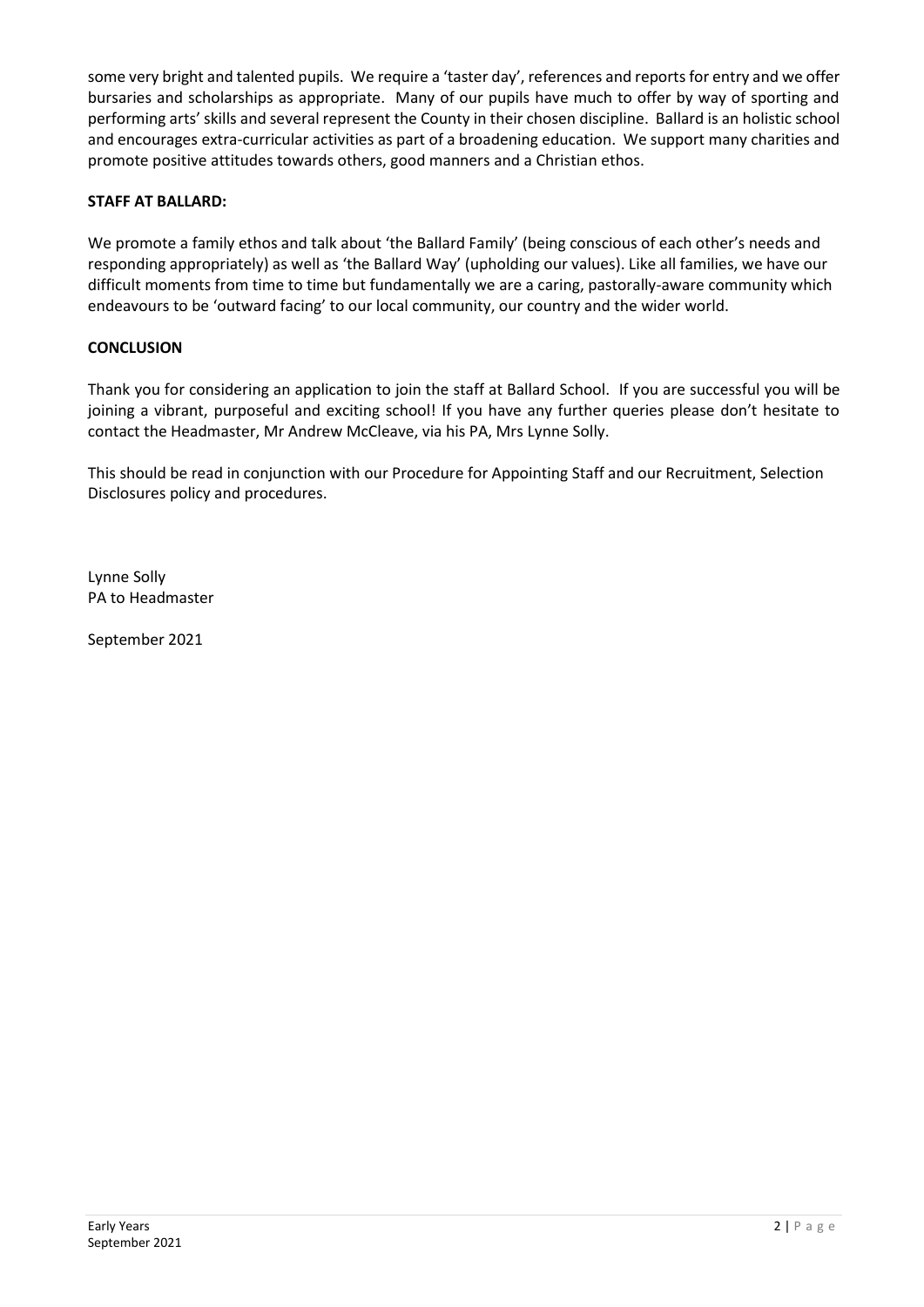some very bright and talented pupils. We require a 'taster day', references and reports for entry and we offer bursaries and scholarships as appropriate. Many of our pupils have much to offer by way of sporting and performing arts' skills and several represent the County in their chosen discipline. Ballard is an holistic school and encourages extra-curricular activities as part of a broadening education. We support many charities and promote positive attitudes towards others, good manners and a Christian ethos.

**STAFF AT BALLARD:**

We promote a family ethos and talk about 'the Ballard Family' (being conscious of each other's needs and responding appropriately) as well as 'the Ballard Way' (upholding our values). Like all families, we have our difficult moments from time to time but fundamentally we are a caring, pastorally-aware community which endeavours to be 'outward facing' to our local community, our country and the wider world.

**CONCLUSION**

Thank you for considering an application to join the staff at Ballard School. If you are successful you will be joining a vibrant, purposeful and exciting school! If you have any further queries please don't hesitate to contact the Headmaster, Mr Andrew McCleave, via his PA, Mrs Lynne Solly.

This should be read in conjunction with our Procedure for Appointing Staff and our Recruitment, Selection Disclosures policy and procedures.

Lynne Solly
PA to Headmaster

September 2021